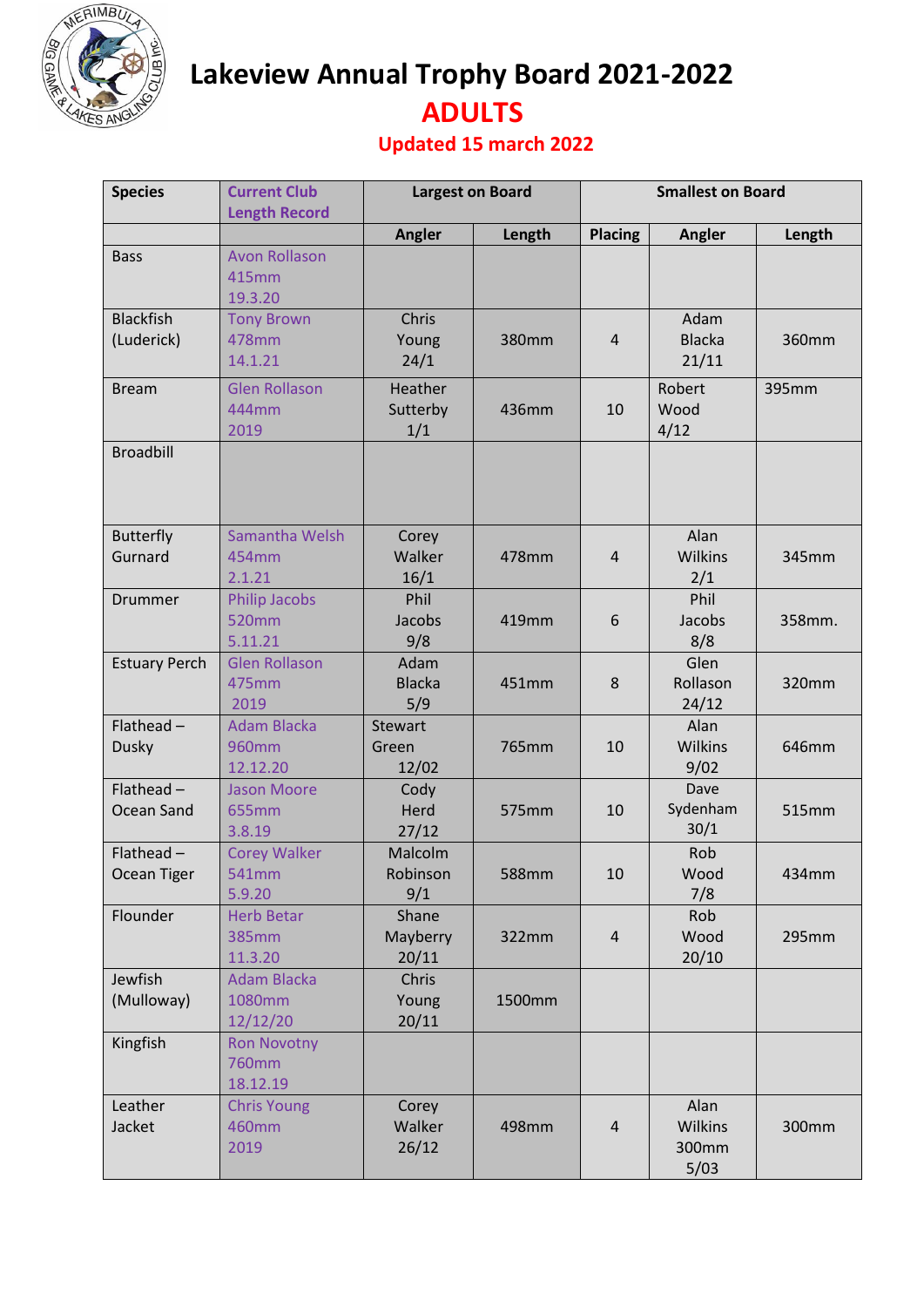# Lakeview Annual Trophy Board 2021-2022

## ADULTS

### Updated 15 march 2022

| Species | Current Club Length Record | Largest on Board | | Smallest on Board | | |
|---|---|---|---|---|---|---|
| | | Angler | Length | Placing | Angler | Length |
| Bass | Avon Rollason 415mm 19.3.20 | | | | | |
| Blackfish (Luderick) | Tony Brown 478mm 14.1.21 | Chris Young 24/1 | 380mm | 4 | Adam Blacka 21/11 | 360mm |
| Bream | Glen Rollason 444mm 2019 | Heather Sutterby 1/1 | 436mm | 10 | Robert Wood 4/12 | 395mm |
| Broadbill | | | | | | |
| Butterfly Gurnard | Samantha Welsh 454mm 2.1.21 | Corey Walker 16/1 | 478mm | 4 | Alan Wilkins 2/1 | 345mm |
| Drummer | Philip Jacobs 520mm 5.11.21 | Phil Jacobs 9/8 | 419mm | 6 | Phil Jacobs 8/8 | 358mm. |
| Estuary Perch | Glen Rollason 475mm 2019 | Adam Blacka 5/9 | 451mm | 8 | Glen Rollason 24/12 | 320mm |
| Flathead – Dusky | Adam Blacka 960mm 12.12.20 | Stewart Green 12/02 | 765mm | 10 | Alan Wilkins 9/02 | 646mm |
| Flathead – Ocean Sand | Jason Moore 655mm 3.8.19 | Cody Herd 27/12 | 575mm | 10 | Dave Sydenham 30/1 | 515mm |
| Flathead – Ocean Tiger | Corey Walker 541mm 5.9.20 | Malcolm Robinson 9/1 | 588mm | 10 | Rob Wood 7/8 | 434mm |
| Flounder | Herb Betar 385mm 11.3.20 | Shane Mayberry 20/11 | 322mm | 4 | Rob Wood 20/10 | 295mm |
| Jewfish (Mulloway) | Adam Blacka 1080mm 12/12/20 | Chris Young 20/11 | 1500mm | | | |
| Kingfish | Ron Novotny 760mm 18.12.19 | | | | | |
| Leather Jacket | Chris Young 460mm 2019 | Corey Walker 26/12 | 498mm | 4 | Alan Wilkins 300mm 5/03 | 300mm |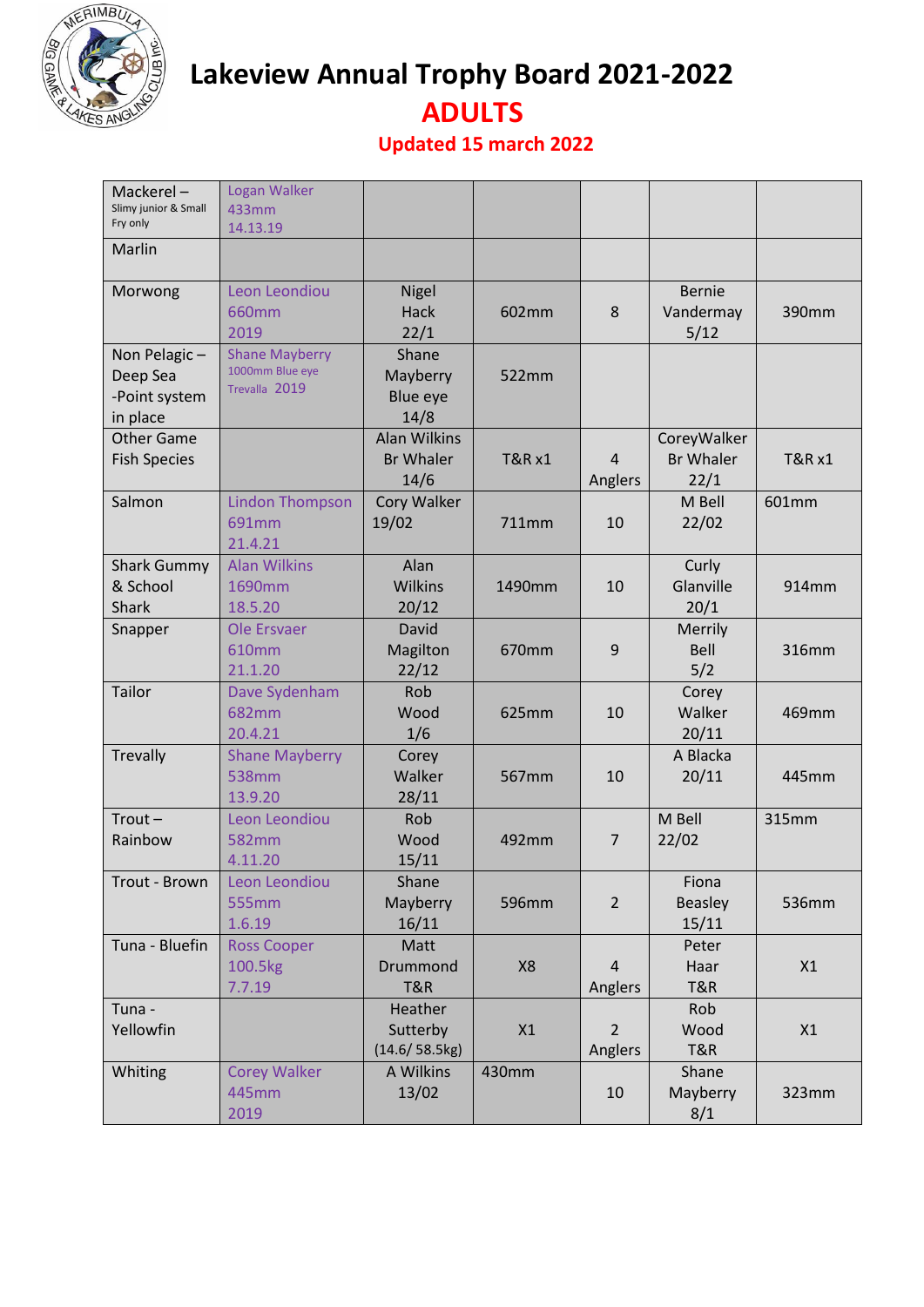# Lakeview Annual Trophy Board 2021-2022

## ADULTS

### Updated 15 march 2022

| | | | | | | |
|---|---|---|---|---|---|---|
| Mackerel – Slimy junior & Small Fry only | Logan Walker 433mm 14.13.19 | | | | | |
| Marlin | | | | | | |
| Morwong | Leon Leondiou 660mm 2019 | Nigel Hack 22/1 | 602mm | 8 | Bernie Vandermay 5/12 | 390mm |
| Non Pelagic – Deep Sea -Point system in place | Shane Mayberry 1000mm Blue eye Trevalla 2019 | Shane Mayberry Blue eye 14/8 | 522mm | | | |
| Other Game Fish Species | | Alan Wilkins Br Whaler 14/6 | T&R x1 | 4 Anglers | CoreyWalker Br Whaler 22/1 | T&R x1 |
| Salmon | Lindon Thompson 691mm 21.4.21 | Cory Walker 19/02 | 711mm | 10 | M Bell 22/02 | 601mm |
| Shark Gummy & School Shark | Alan Wilkins 1690mm 18.5.20 | Alan Wilkins 20/12 | 1490mm | 10 | Curly Glanville 20/1 | 914mm |
| Snapper | Ole Ersvaer 610mm 21.1.20 | David Magilton 22/12 | 670mm | 9 | Merrily Bell 5/2 | 316mm |
| Tailor | Dave Sydenham 682mm 20.4.21 | Rob Wood 1/6 | 625mm | 10 | Corey Walker 20/11 | 469mm |
| Trevally | Shane Mayberry 538mm 13.9.20 | Corey Walker 28/11 | 567mm | 10 | A Blacka 20/11 | 445mm |
| Trout – Rainbow | Leon Leondiou 582mm 4.11.20 | Rob Wood 15/11 | 492mm | 7 | M Bell 22/02 | 315mm |
| Trout - Brown | Leon Leondiou 555mm 1.6.19 | Shane Mayberry 16/11 | 596mm | 2 | Fiona Beasley 15/11 | 536mm |
| Tuna - Bluefin | Ross Cooper 100.5kg 7.7.19 | Matt Drummond T&R | X8 | 4 Anglers | Peter Haar T&R | X1 |
| Tuna - Yellowfin | | Heather Sutterby (14.6/ 58.5kg) | X1 | 2 Anglers | Rob Wood T&R | X1 |
| Whiting | Corey Walker 445mm 2019 | A Wilkins 13/02 | 430mm | 10 | Shane Mayberry 8/1 | 323mm |